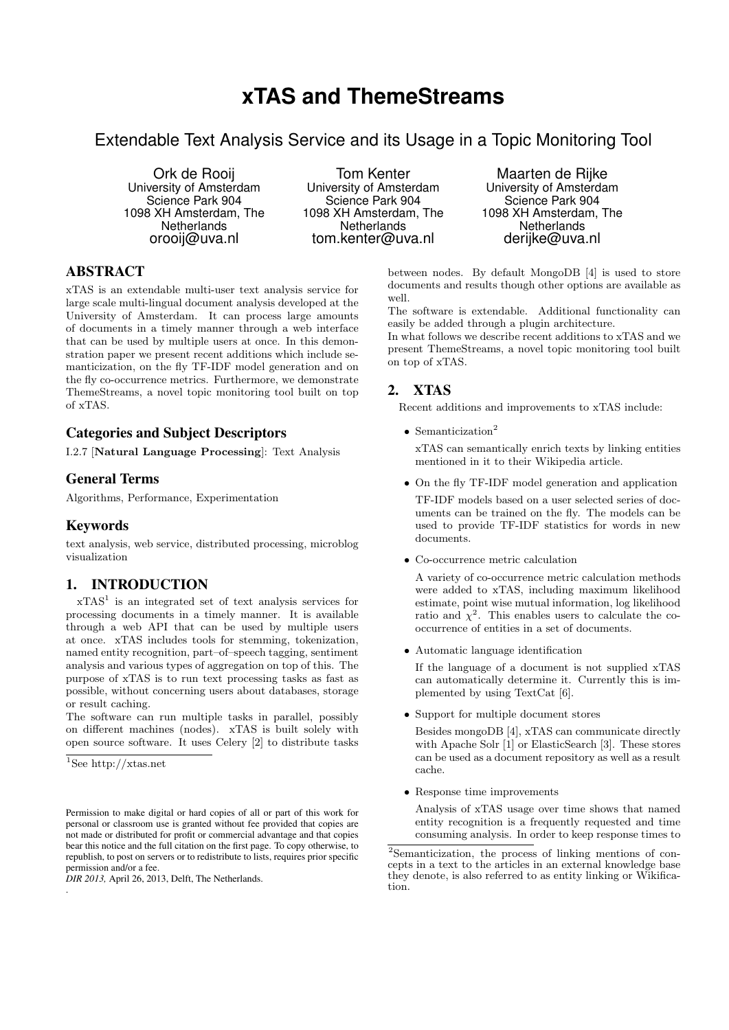# xTAS and ThemeStreams

## Extendable Text Analysis Service and its Usage in a Topic Monitoring Tool

Ork de Rooij
University of Amsterdam
Science Park 904
1098 XH Amsterdam, The Netherlands
orooij@uva.nl

Tom Kenter
University of Amsterdam
Science Park 904
1098 XH Amsterdam, The Netherlands
tom.kenter@uva.nl

Maarten de Rijke
University of Amsterdam
Science Park 904
1098 XH Amsterdam, The Netherlands
derijke@uva.nl

## ABSTRACT

xTAS is an extendable multi-user text analysis service for large scale multi-lingual document analysis developed at the University of Amsterdam. It can process large amounts of documents in a timely manner through a web interface that can be used by multiple users at once. In this demonstration paper we present recent additions which include semanticization, on the fly TF-IDF model generation and on the fly co-occurrence metrics. Furthermore, we demonstrate ThemeStreams, a novel topic monitoring tool built on top of xTAS.

## Categories and Subject Descriptors

I.2.7 [**Natural Language Processing**]: Text Analysis

## General Terms

Algorithms, Performance, Experimentation

## Keywords

text analysis, web service, distributed processing, microblog visualization

## 1. INTRODUCTION

xTAS[1] is an integrated set of text analysis services for processing documents in a timely manner. It is available through a web API that can be used by multiple users at once. xTAS includes tools for stemming, tokenization, named entity recognition, part–of–speech tagging, sentiment analysis and various types of aggregation on top of this. The purpose of xTAS is to run text processing tasks as fast as possible, without concerning users about databases, storage or result caching.

The software can run multiple tasks in parallel, possibly on different machines (nodes). xTAS is built solely with open source software. It uses Celery [2] to distribute tasks between nodes. By default MongoDB [4] is used to store documents and results though other options are available as well.

The software is extendable. Additional functionality can easily be added through a plugin architecture.

In what follows we describe recent additions to xTAS and we present ThemeStreams, a novel topic monitoring tool built on top of xTAS.

[1] See http://xtas.net

Permission to make digital or hard copies of all or part of this work for personal or classroom use is granted without fee provided that copies are not made or distributed for profit or commercial advantage and that copies bear this notice and the full citation on the first page. To copy otherwise, to republish, to post on servers or to redistribute to lists, requires prior specific permission and/or a fee.
*DIR 2013,* April 26, 2013, Delft, The Netherlands.

## 2. XTAS

Recent additions and improvements to xTAS include:

- Semanticization[2]

  xTAS can semantically enrich texts by linking entities mentioned in it to their Wikipedia article.

- On the fly TF-IDF model generation and application

  TF-IDF models based on a user selected series of documents can be trained on the fly. The models can be used to provide TF-IDF statistics for words in new documents.

- Co-occurrence metric calculation

  A variety of co-occurrence metric calculation methods were added to xTAS, including maximum likelihood estimate, point wise mutual information, log likelihood ratio and $\chi^2$. This enables users to calculate the co-occurrence of entities in a set of documents.

- Automatic language identification

  If the language of a document is not supplied xTAS can automatically determine it. Currently this is implemented by using TextCat [6].

- Support for multiple document stores

  Besides mongoDB [4], xTAS can communicate directly with Apache Solr [1] or ElasticSearch [3]. These stores can be used as a document repository as well as a result cache.

- Response time improvements

  Analysis of xTAS usage over time shows that named entity recognition is a frequently requested and time consuming analysis. In order to keep response times to

[2] Semanticization, the process of linking mentions of concepts in a text to the articles in an external knowledge base they denote, is also referred to as entity linking or Wikification.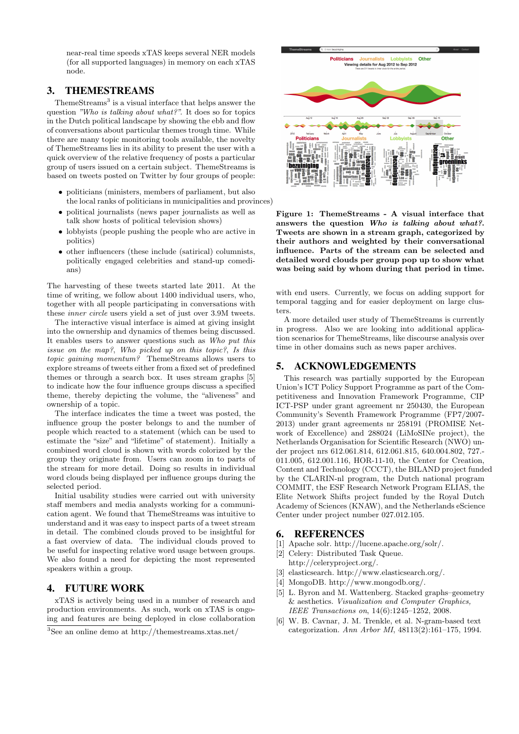near-real time speeds xTAS keeps several NER models (for all supported languages) in memory on each xTAS node.

## 3. THEMESTREAMS

ThemeStreams[3] is a visual interface that helps answer the question *"Who is talking about what?"*. It does so for topics in the Dutch political landscape by showing the ebb and flow of conversations about particular themes trough time. While there are many topic monitoring tools available, the novelty of ThemeStreams lies in its ability to present the user with a quick overview of the relative frequency of posts a particular group of users issued on a certain subject. ThemeStreams is based on tweets posted on Twitter by four groups of people:

- politicians (ministers, members of parliament, but also the local ranks of politicians in municipalities and provinces)
- political journalists (news paper journalists as well as talk show hosts of political television shows)
- lobbyists (people pushing the people who are active in politics)
- other influencers (these include (satirical) columnists, politically engaged celebrities and stand-up comedians)

The harvesting of these tweets started late 2011. At the time of writing, we follow about 1400 individual users, who, together with all people participating in conversations with these *inner circle* users yield a set of just over 3.9M tweets.

The interactive visual interface is aimed at giving insight into the ownership and dynamics of themes being discussed. It enables users to answer questions such as *Who put this issue on the map?*, *Who picked up on this topic?*, *Is this topic gaining momentum?* ThemeStreams allows users to explore streams of tweets either from a fixed set of predefined themes or through a search box. It uses stream graphs [5] to indicate how the four influence groups discuss a specified theme, thereby depicting the volume, the "aliveness" and ownership of a topic.

The interface indicates the time a tweet was posted, the influence group the poster belongs to and the number of people which reacted to a statement (which can be used to estimate the "size" and "lifetime" of statement). Initially a combined word cloud is shown with words colorized by the group they originate from. Users can zoom in to parts of the stream for more detail. Doing so results in individual word clouds being displayed per influence groups during the selected period.

Initial usability studies were carried out with university staff members and media analysts working for a communication agent. We found that ThemeStreams was intuitive to understand and it was easy to inspect parts of a tweet stream in detail. The combined clouds proved to be insightful for a fast overview of data. The individual clouds proved to be useful for inspecting relative word usage between groups. We also found a need for depicting the most represented speakers within a group.

## 4. FUTURE WORK

xTAS is actively being used in a number of research and production environments. As such, work on xTAS is ongoing and features are being deployed in close collaboration with end users. Currently, we focus on adding support for temporal tagging and for easier deployment on large clusters.

A more detailed user study of ThemeStreams is currently in progress. Also we are looking into additional application scenarios for ThemeStreams, like discourse analysis over time in other domains such as news paper archives.

[3] See an online demo at http://themestreams.xtas.net/

**Figure 1: ThemeStreams - A visual interface that answers the question *Who is talking about what?*. Tweets are shown in a stream graph, categorized by their authors and weighted by their conversational influence. Parts of the stream can be selected and detailed word clouds per group pop up to show what was being said by whom during that period in time.**

## 5. ACKNOWLEDGEMENTS

This research was partially supported by the European Union's ICT Policy Support Programme as part of the Competitiveness and Innovation Framework Programme, CIP ICT-PSP under grant agreement nr 250430, the European Community's Seventh Framework Programme (FP7/2007-2013) under grant agreements nr 258191 (PROMISE Network of Excellence) and 288024 (LiMoSINe project), the Netherlands Organisation for Scientific Research (NWO) under project nrs 612.061.814, 612.061.815, 640.004.802, 727.-011.005, 612.001.116, HOR-11-10, the Center for Creation, Content and Technology (CCCT), the BILAND project funded by the CLARIN-nl program, the Dutch national program COMMIT, the ESF Research Network Program ELIAS, the Elite Network Shifts project funded by the Royal Dutch Academy of Sciences (KNAW), and the Netherlands eScience Center under project number 027.012.105.

## 6. REFERENCES

[1] Apache solr. http://lucene.apache.org/solr/.

[2] Celery: Distributed Task Queue. http://celeryproject.org/.

[3] elasticsearch. http://www.elasticsearch.org/.

[4] MongoDB. http://www.mongodb.org/.

[5] L. Byron and M. Wattenberg. Stacked graphs–geometry & aesthetics. *Visualization and Computer Graphics, IEEE Transactions on*, 14(6):1245–1252, 2008.

[6] W. B. Cavnar, J. M. Trenkle, et al. N-gram-based text categorization. *Ann Arbor MI*, 48113(2):161–175, 1994.